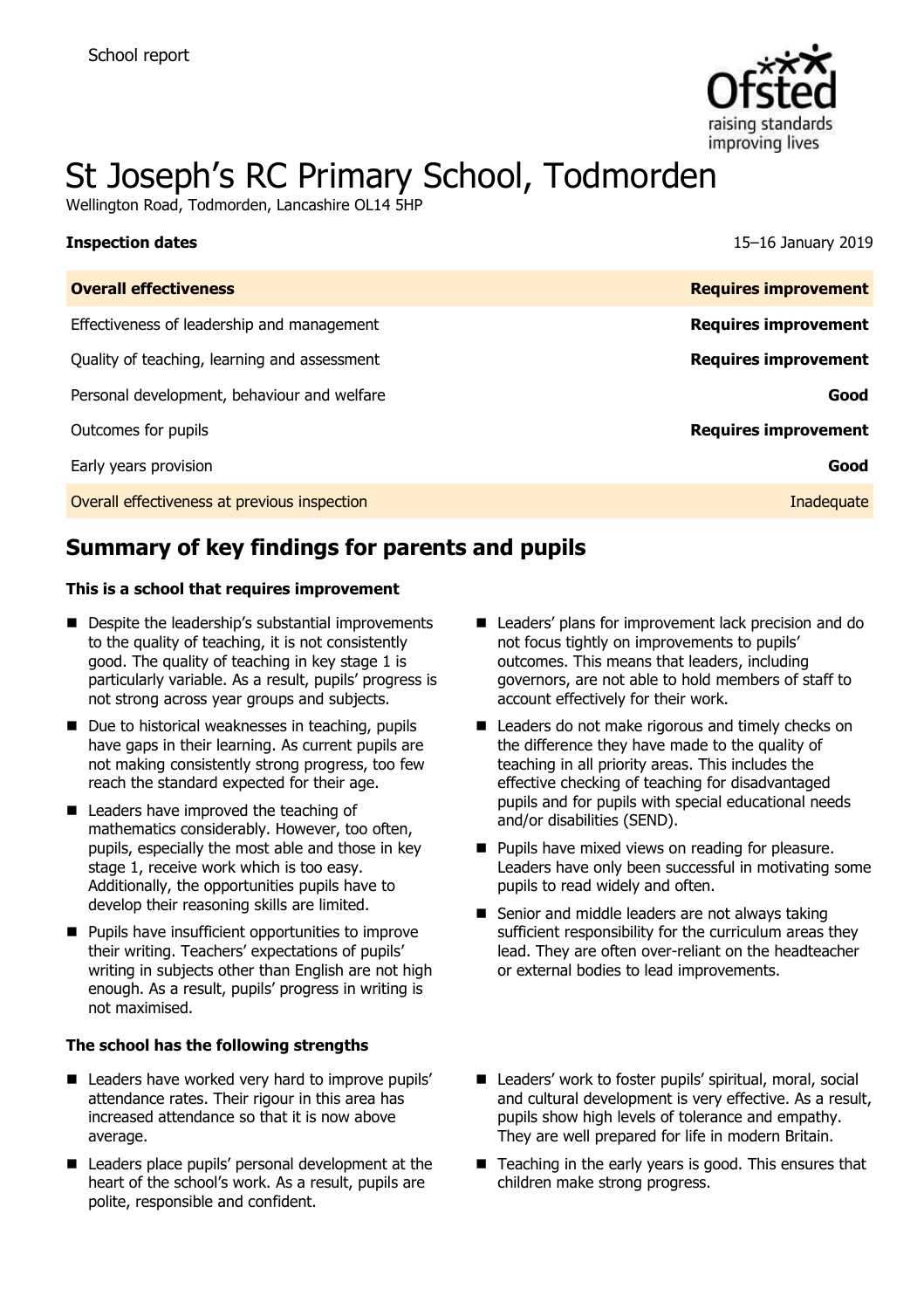School report

# St Joseph's RC Primary School, Todmorden

Wellington Road, Todmorden, Lancashire OL14 5HP

| **Inspection dates** | 15–16 January 2019 |
| --- | --- |
| **Overall effectiveness** | **Requires improvement** |
| Effectiveness of leadership and management | **Requires improvement** |
| Quality of teaching, learning and assessment | **Requires improvement** |
| Personal development, behaviour and welfare | **Good** |
| Outcomes for pupils | **Requires improvement** |
| Early years provision | **Good** |
| Overall effectiveness at previous inspection | Inadequate |

## Summary of key findings for parents and pupils

**This is a school that requires improvement**

- Despite the leadership's substantial improvements to the quality of teaching, it is not consistently good. The quality of teaching in key stage 1 is particularly variable. As a result, pupils' progress is not strong across year groups and subjects.
- Due to historical weaknesses in teaching, pupils have gaps in their learning. As current pupils are not making consistently strong progress, too few reach the standard expected for their age.
- Leaders have improved the teaching of mathematics considerably. However, too often, pupils, especially the most able and those in key stage 1, receive work which is too easy. Additionally, the opportunities pupils have to develop their reasoning skills are limited.
- Pupils have insufficient opportunities to improve their writing. Teachers' expectations of pupils' writing in subjects other than English are not high enough. As a result, pupils' progress in writing is not maximised.
- Leaders' plans for improvement lack precision and do not focus tightly on improvements to pupils' outcomes. This means that leaders, including governors, are not able to hold members of staff to account effectively for their work.
- Leaders do not make rigorous and timely checks on the difference they have made to the quality of teaching in all priority areas. This includes the effective checking of teaching for disadvantaged pupils and for pupils with special educational needs and/or disabilities (SEND).
- Pupils have mixed views on reading for pleasure. Leaders have only been successful in motivating some pupils to read widely and often.
- Senior and middle leaders are not always taking sufficient responsibility for the curriculum areas they lead. They are often over-reliant on the headteacher or external bodies to lead improvements.

**The school has the following strengths**

- Leaders have worked very hard to improve pupils' attendance rates. Their rigour in this area has increased attendance so that it is now above average.
- Leaders place pupils' personal development at the heart of the school's work. As a result, pupils are polite, responsible and confident.
- Leaders' work to foster pupils' spiritual, moral, social and cultural development is very effective. As a result, pupils show high levels of tolerance and empathy. They are well prepared for life in modern Britain.
- Teaching in the early years is good. This ensures that children make strong progress.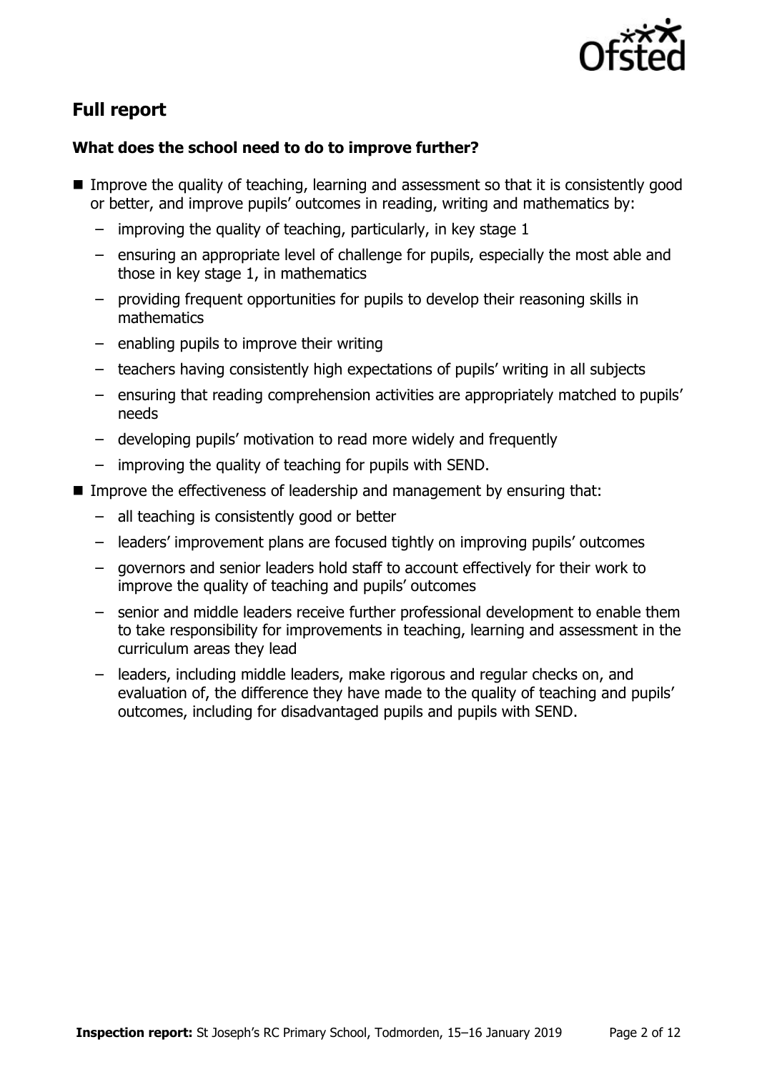## Full report

### What does the school need to do to improve further?

- Improve the quality of teaching, learning and assessment so that it is consistently good or better, and improve pupils' outcomes in reading, writing and mathematics by:
  - improving the quality of teaching, particularly, in key stage 1
  - ensuring an appropriate level of challenge for pupils, especially the most able and those in key stage 1, in mathematics
  - providing frequent opportunities for pupils to develop their reasoning skills in mathematics
  - enabling pupils to improve their writing
  - teachers having consistently high expectations of pupils' writing in all subjects
  - ensuring that reading comprehension activities are appropriately matched to pupils' needs
  - developing pupils' motivation to read more widely and frequently
  - improving the quality of teaching for pupils with SEND.
- Improve the effectiveness of leadership and management by ensuring that:
  - all teaching is consistently good or better
  - leaders' improvement plans are focused tightly on improving pupils' outcomes
  - governors and senior leaders hold staff to account effectively for their work to improve the quality of teaching and pupils' outcomes
  - senior and middle leaders receive further professional development to enable them to take responsibility for improvements in teaching, learning and assessment in the curriculum areas they lead
  - leaders, including middle leaders, make rigorous and regular checks on, and evaluation of, the difference they have made to the quality of teaching and pupils' outcomes, including for disadvantaged pupils and pupils with SEND.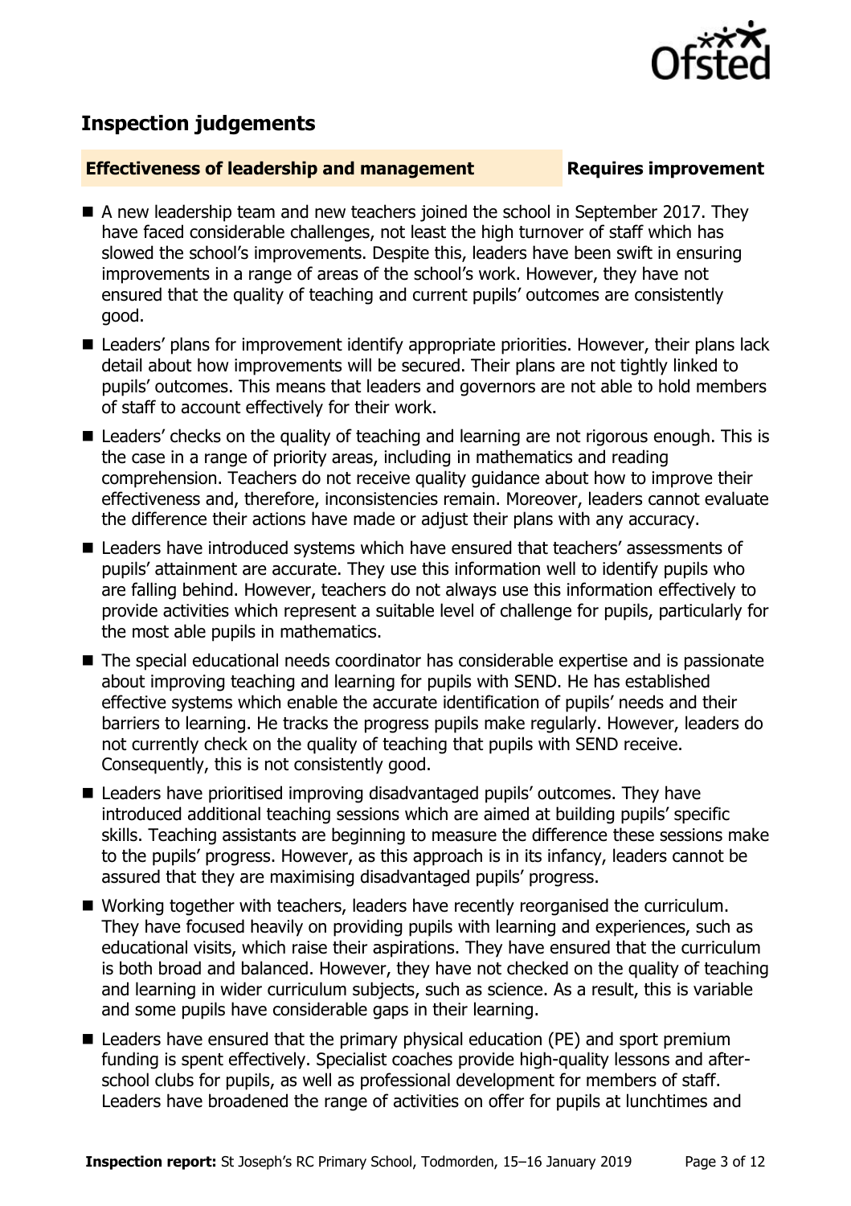## Inspection judgements

**Effectiveness of leadership and management** **Requires improvement**

- A new leadership team and new teachers joined the school in September 2017. They have faced considerable challenges, not least the high turnover of staff which has slowed the school's improvements. Despite this, leaders have been swift in ensuring improvements in a range of areas of the school's work. However, they have not ensured that the quality of teaching and current pupils' outcomes are consistently good.
- Leaders' plans for improvement identify appropriate priorities. However, their plans lack detail about how improvements will be secured. Their plans are not tightly linked to pupils' outcomes. This means that leaders and governors are not able to hold members of staff to account effectively for their work.
- Leaders' checks on the quality of teaching and learning are not rigorous enough. This is the case in a range of priority areas, including in mathematics and reading comprehension. Teachers do not receive quality guidance about how to improve their effectiveness and, therefore, inconsistencies remain. Moreover, leaders cannot evaluate the difference their actions have made or adjust their plans with any accuracy.
- Leaders have introduced systems which have ensured that teachers' assessments of pupils' attainment are accurate. They use this information well to identify pupils who are falling behind. However, teachers do not always use this information effectively to provide activities which represent a suitable level of challenge for pupils, particularly for the most able pupils in mathematics.
- The special educational needs coordinator has considerable expertise and is passionate about improving teaching and learning for pupils with SEND. He has established effective systems which enable the accurate identification of pupils' needs and their barriers to learning. He tracks the progress pupils make regularly. However, leaders do not currently check on the quality of teaching that pupils with SEND receive. Consequently, this is not consistently good.
- Leaders have prioritised improving disadvantaged pupils' outcomes. They have introduced additional teaching sessions which are aimed at building pupils' specific skills. Teaching assistants are beginning to measure the difference these sessions make to the pupils' progress. However, as this approach is in its infancy, leaders cannot be assured that they are maximising disadvantaged pupils' progress.
- Working together with teachers, leaders have recently reorganised the curriculum. They have focused heavily on providing pupils with learning and experiences, such as educational visits, which raise their aspirations. They have ensured that the curriculum is both broad and balanced. However, they have not checked on the quality of teaching and learning in wider curriculum subjects, such as science. As a result, this is variable and some pupils have considerable gaps in their learning.
- Leaders have ensured that the primary physical education (PE) and sport premium funding is spent effectively. Specialist coaches provide high-quality lessons and after-school clubs for pupils, as well as professional development for members of staff. Leaders have broadened the range of activities on offer for pupils at lunchtimes and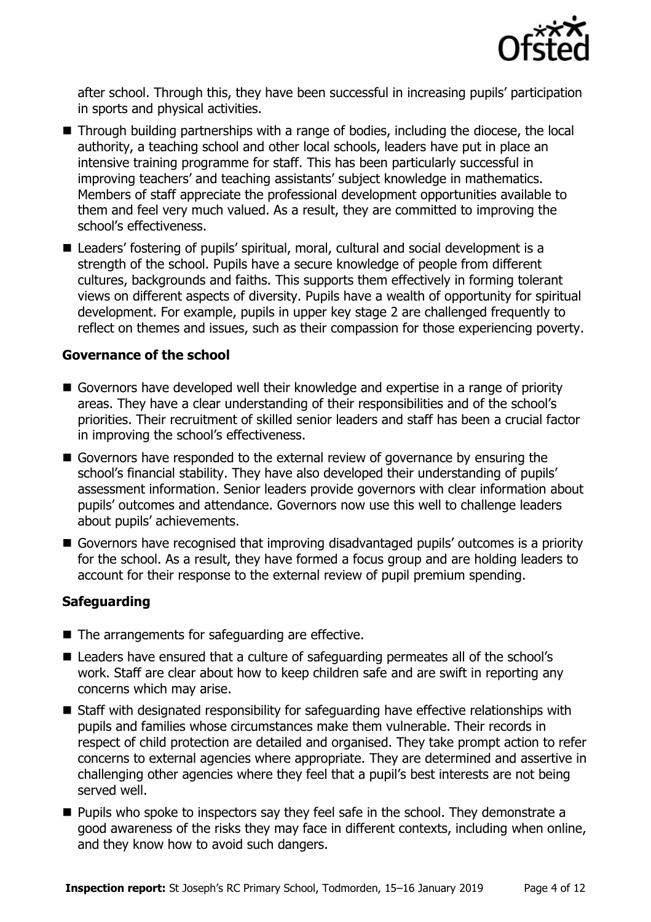after school. Through this, they have been successful in increasing pupils' participation in sports and physical activities.

- Through building partnerships with a range of bodies, including the diocese, the local authority, a teaching school and other local schools, leaders have put in place an intensive training programme for staff. This has been particularly successful in improving teachers' and teaching assistants' subject knowledge in mathematics. Members of staff appreciate the professional development opportunities available to them and feel very much valued. As a result, they are committed to improving the school's effectiveness.
- Leaders' fostering of pupils' spiritual, moral, cultural and social development is a strength of the school. Pupils have a secure knowledge of people from different cultures, backgrounds and faiths. This supports them effectively in forming tolerant views on different aspects of diversity. Pupils have a wealth of opportunity for spiritual development. For example, pupils in upper key stage 2 are challenged frequently to reflect on themes and issues, such as their compassion for those experiencing poverty.

### Governance of the school

- Governors have developed well their knowledge and expertise in a range of priority areas. They have a clear understanding of their responsibilities and of the school's priorities. Their recruitment of skilled senior leaders and staff has been a crucial factor in improving the school's effectiveness.
- Governors have responded to the external review of governance by ensuring the school's financial stability. They have also developed their understanding of pupils' assessment information. Senior leaders provide governors with clear information about pupils' outcomes and attendance. Governors now use this well to challenge leaders about pupils' achievements.
- Governors have recognised that improving disadvantaged pupils' outcomes is a priority for the school. As a result, they have formed a focus group and are holding leaders to account for their response to the external review of pupil premium spending.

### Safeguarding

- The arrangements for safeguarding are effective.
- Leaders have ensured that a culture of safeguarding permeates all of the school's work. Staff are clear about how to keep children safe and are swift in reporting any concerns which may arise.
- Staff with designated responsibility for safeguarding have effective relationships with pupils and families whose circumstances make them vulnerable. Their records in respect of child protection are detailed and organised. They take prompt action to refer concerns to external agencies where appropriate. They are determined and assertive in challenging other agencies where they feel that a pupil's best interests are not being served well.
- Pupils who spoke to inspectors say they feel safe in the school. They demonstrate a good awareness of the risks they may face in different contexts, including when online, and they know how to avoid such dangers.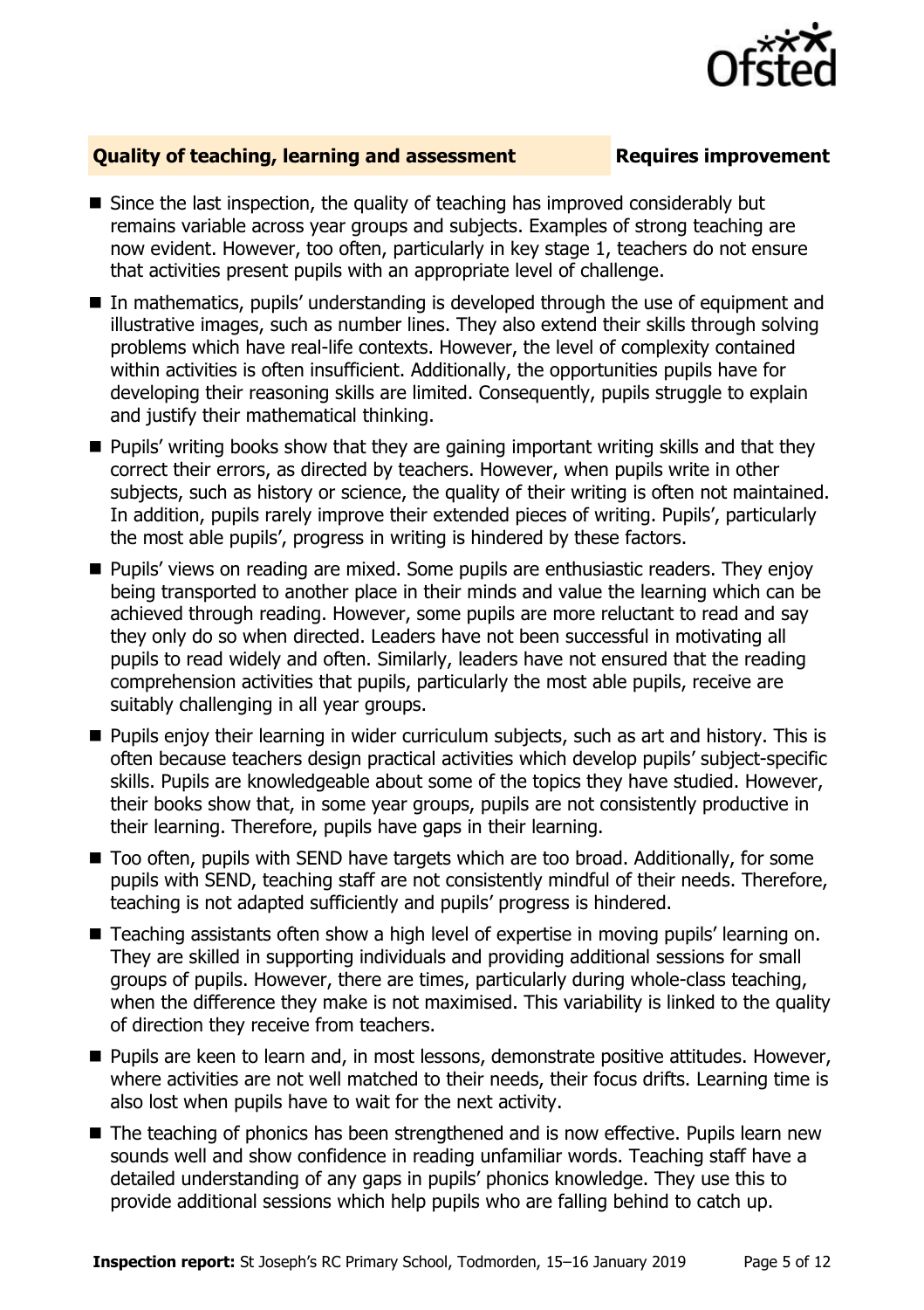## Quality of teaching, learning and assessment — Requires improvement

- Since the last inspection, the quality of teaching has improved considerably but remains variable across year groups and subjects. Examples of strong teaching are now evident. However, too often, particularly in key stage 1, teachers do not ensure that activities present pupils with an appropriate level of challenge.
- In mathematics, pupils' understanding is developed through the use of equipment and illustrative images, such as number lines. They also extend their skills through solving problems which have real-life contexts. However, the level of complexity contained within activities is often insufficient. Additionally, the opportunities pupils have for developing their reasoning skills are limited. Consequently, pupils struggle to explain and justify their mathematical thinking.
- Pupils' writing books show that they are gaining important writing skills and that they correct their errors, as directed by teachers. However, when pupils write in other subjects, such as history or science, the quality of their writing is often not maintained. In addition, pupils rarely improve their extended pieces of writing. Pupils', particularly the most able pupils', progress in writing is hindered by these factors.
- Pupils' views on reading are mixed. Some pupils are enthusiastic readers. They enjoy being transported to another place in their minds and value the learning which can be achieved through reading. However, some pupils are more reluctant to read and say they only do so when directed. Leaders have not been successful in motivating all pupils to read widely and often. Similarly, leaders have not ensured that the reading comprehension activities that pupils, particularly the most able pupils, receive are suitably challenging in all year groups.
- Pupils enjoy their learning in wider curriculum subjects, such as art and history. This is often because teachers design practical activities which develop pupils' subject-specific skills. Pupils are knowledgeable about some of the topics they have studied. However, their books show that, in some year groups, pupils are not consistently productive in their learning. Therefore, pupils have gaps in their learning.
- Too often, pupils with SEND have targets which are too broad. Additionally, for some pupils with SEND, teaching staff are not consistently mindful of their needs. Therefore, teaching is not adapted sufficiently and pupils' progress is hindered.
- Teaching assistants often show a high level of expertise in moving pupils' learning on. They are skilled in supporting individuals and providing additional sessions for small groups of pupils. However, there are times, particularly during whole-class teaching, when the difference they make is not maximised. This variability is linked to the quality of direction they receive from teachers.
- Pupils are keen to learn and, in most lessons, demonstrate positive attitudes. However, where activities are not well matched to their needs, their focus drifts. Learning time is also lost when pupils have to wait for the next activity.
- The teaching of phonics has been strengthened and is now effective. Pupils learn new sounds well and show confidence in reading unfamiliar words. Teaching staff have a detailed understanding of any gaps in pupils' phonics knowledge. They use this to provide additional sessions which help pupils who are falling behind to catch up.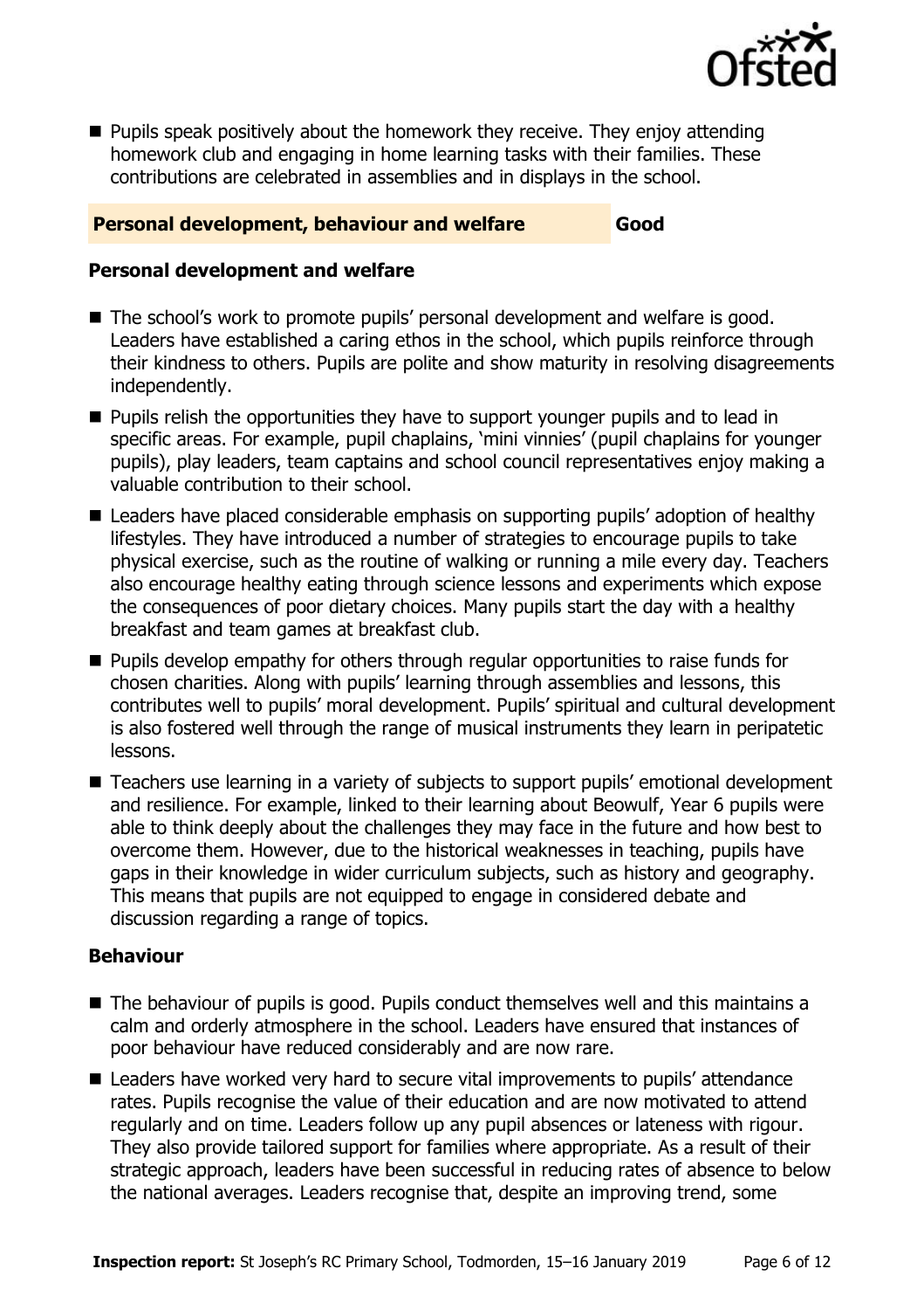- Pupils speak positively about the homework they receive. They enjoy attending homework club and engaging in home learning tasks with their families. These contributions are celebrated in assemblies and in displays in the school.

## Personal development, behaviour and welfare — Good

### Personal development and welfare

- The school's work to promote pupils' personal development and welfare is good. Leaders have established a caring ethos in the school, which pupils reinforce through their kindness to others. Pupils are polite and show maturity in resolving disagreements independently.
- Pupils relish the opportunities they have to support younger pupils and to lead in specific areas. For example, pupil chaplains, 'mini vinnies' (pupil chaplains for younger pupils), play leaders, team captains and school council representatives enjoy making a valuable contribution to their school.
- Leaders have placed considerable emphasis on supporting pupils' adoption of healthy lifestyles. They have introduced a number of strategies to encourage pupils to take physical exercise, such as the routine of walking or running a mile every day. Teachers also encourage healthy eating through science lessons and experiments which expose the consequences of poor dietary choices. Many pupils start the day with a healthy breakfast and team games at breakfast club.
- Pupils develop empathy for others through regular opportunities to raise funds for chosen charities. Along with pupils' learning through assemblies and lessons, this contributes well to pupils' moral development. Pupils' spiritual and cultural development is also fostered well through the range of musical instruments they learn in peripatetic lessons.
- Teachers use learning in a variety of subjects to support pupils' emotional development and resilience. For example, linked to their learning about Beowulf, Year 6 pupils were able to think deeply about the challenges they may face in the future and how best to overcome them. However, due to the historical weaknesses in teaching, pupils have gaps in their knowledge in wider curriculum subjects, such as history and geography. This means that pupils are not equipped to engage in considered debate and discussion regarding a range of topics.

### Behaviour

- The behaviour of pupils is good. Pupils conduct themselves well and this maintains a calm and orderly atmosphere in the school. Leaders have ensured that instances of poor behaviour have reduced considerably and are now rare.
- Leaders have worked very hard to secure vital improvements to pupils' attendance rates. Pupils recognise the value of their education and are now motivated to attend regularly and on time. Leaders follow up any pupil absences or lateness with rigour. They also provide tailored support for families where appropriate. As a result of their strategic approach, leaders have been successful in reducing rates of absence to below the national averages. Leaders recognise that, despite an improving trend, some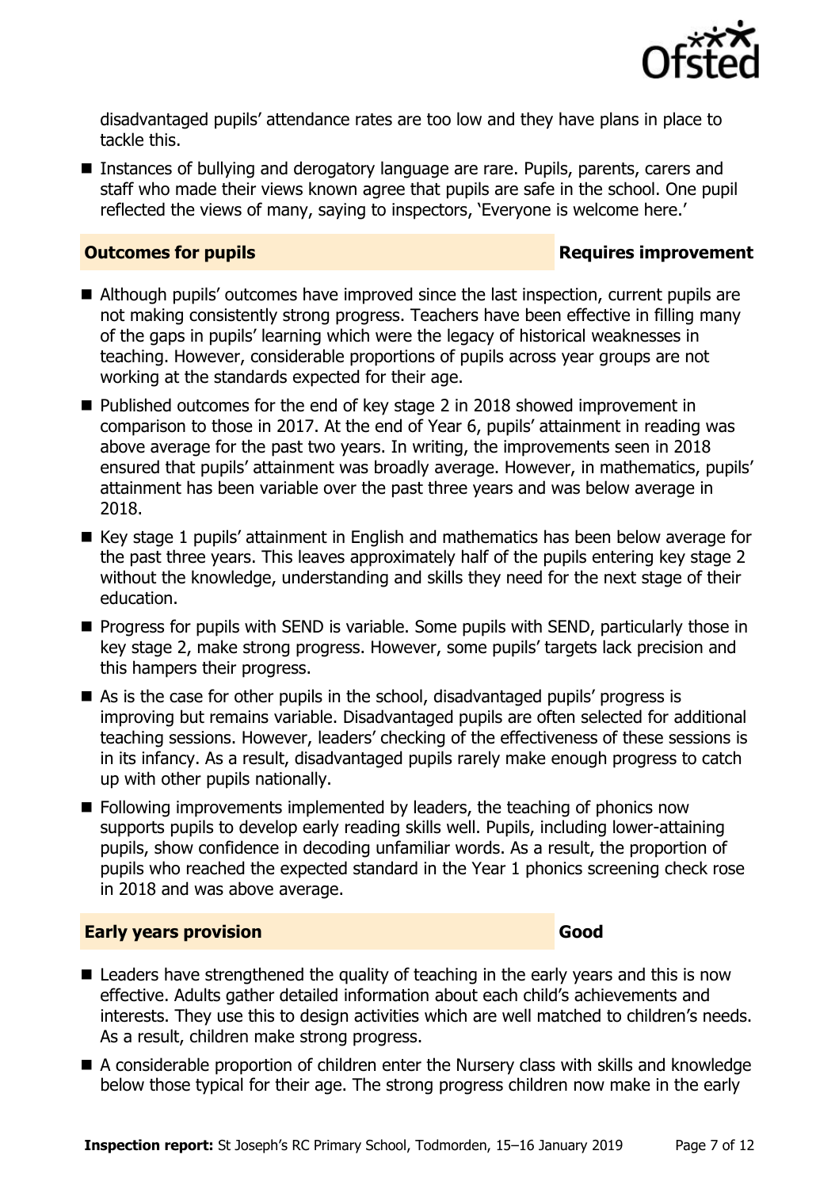disadvantaged pupils' attendance rates are too low and they have plans in place to tackle this.

- Instances of bullying and derogatory language are rare. Pupils, parents, carers and staff who made their views known agree that pupils are safe in the school. One pupil reflected the views of many, saying to inspectors, 'Everyone is welcome here.'

## Outcomes for pupils — Requires improvement

- Although pupils' outcomes have improved since the last inspection, current pupils are not making consistently strong progress. Teachers have been effective in filling many of the gaps in pupils' learning which were the legacy of historical weaknesses in teaching. However, considerable proportions of pupils across year groups are not working at the standards expected for their age.
- Published outcomes for the end of key stage 2 in 2018 showed improvement in comparison to those in 2017. At the end of Year 6, pupils' attainment in reading was above average for the past two years. In writing, the improvements seen in 2018 ensured that pupils' attainment was broadly average. However, in mathematics, pupils' attainment has been variable over the past three years and was below average in 2018.
- Key stage 1 pupils' attainment in English and mathematics has been below average for the past three years. This leaves approximately half of the pupils entering key stage 2 without the knowledge, understanding and skills they need for the next stage of their education.
- Progress for pupils with SEND is variable. Some pupils with SEND, particularly those in key stage 2, make strong progress. However, some pupils' targets lack precision and this hampers their progress.
- As is the case for other pupils in the school, disadvantaged pupils' progress is improving but remains variable. Disadvantaged pupils are often selected for additional teaching sessions. However, leaders' checking of the effectiveness of these sessions is in its infancy. As a result, disadvantaged pupils rarely make enough progress to catch up with other pupils nationally.
- Following improvements implemented by leaders, the teaching of phonics now supports pupils to develop early reading skills well. Pupils, including lower-attaining pupils, show confidence in decoding unfamiliar words. As a result, the proportion of pupils who reached the expected standard in the Year 1 phonics screening check rose in 2018 and was above average.

## Early years provision — Good

- Leaders have strengthened the quality of teaching in the early years and this is now effective. Adults gather detailed information about each child's achievements and interests. They use this to design activities which are well matched to children's needs. As a result, children make strong progress.
- A considerable proportion of children enter the Nursery class with skills and knowledge below those typical for their age. The strong progress children now make in the early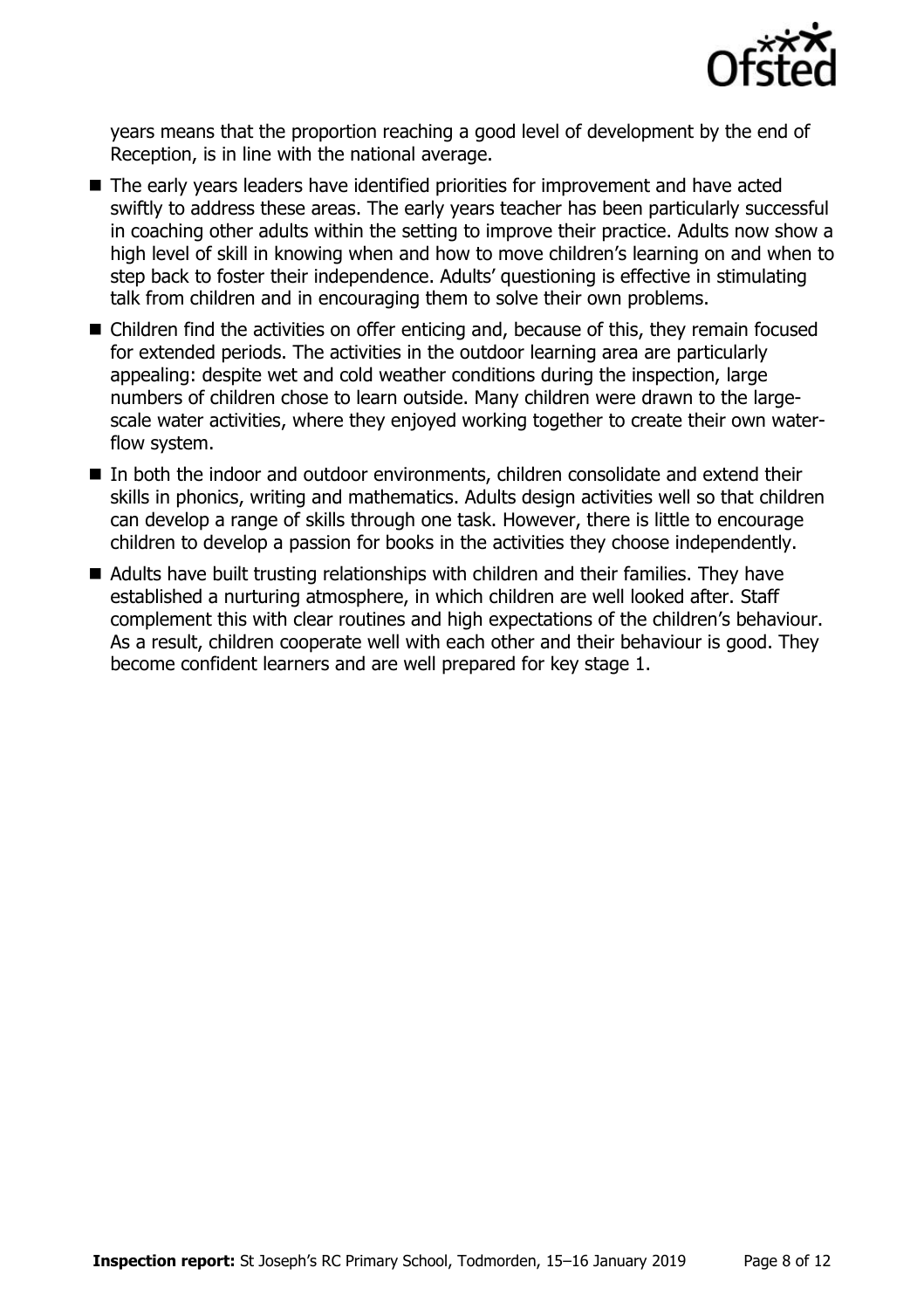years means that the proportion reaching a good level of development by the end of Reception, is in line with the national average.

- The early years leaders have identified priorities for improvement and have acted swiftly to address these areas. The early years teacher has been particularly successful in coaching other adults within the setting to improve their practice. Adults now show a high level of skill in knowing when and how to move children's learning on and when to step back to foster their independence. Adults' questioning is effective in stimulating talk from children and in encouraging them to solve their own problems.
- Children find the activities on offer enticing and, because of this, they remain focused for extended periods. The activities in the outdoor learning area are particularly appealing: despite wet and cold weather conditions during the inspection, large numbers of children chose to learn outside. Many children were drawn to the large-scale water activities, where they enjoyed working together to create their own water-flow system.
- In both the indoor and outdoor environments, children consolidate and extend their skills in phonics, writing and mathematics. Adults design activities well so that children can develop a range of skills through one task. However, there is little to encourage children to develop a passion for books in the activities they choose independently.
- Adults have built trusting relationships with children and their families. They have established a nurturing atmosphere, in which children are well looked after. Staff complement this with clear routines and high expectations of the children's behaviour. As a result, children cooperate well with each other and their behaviour is good. They become confident learners and are well prepared for key stage 1.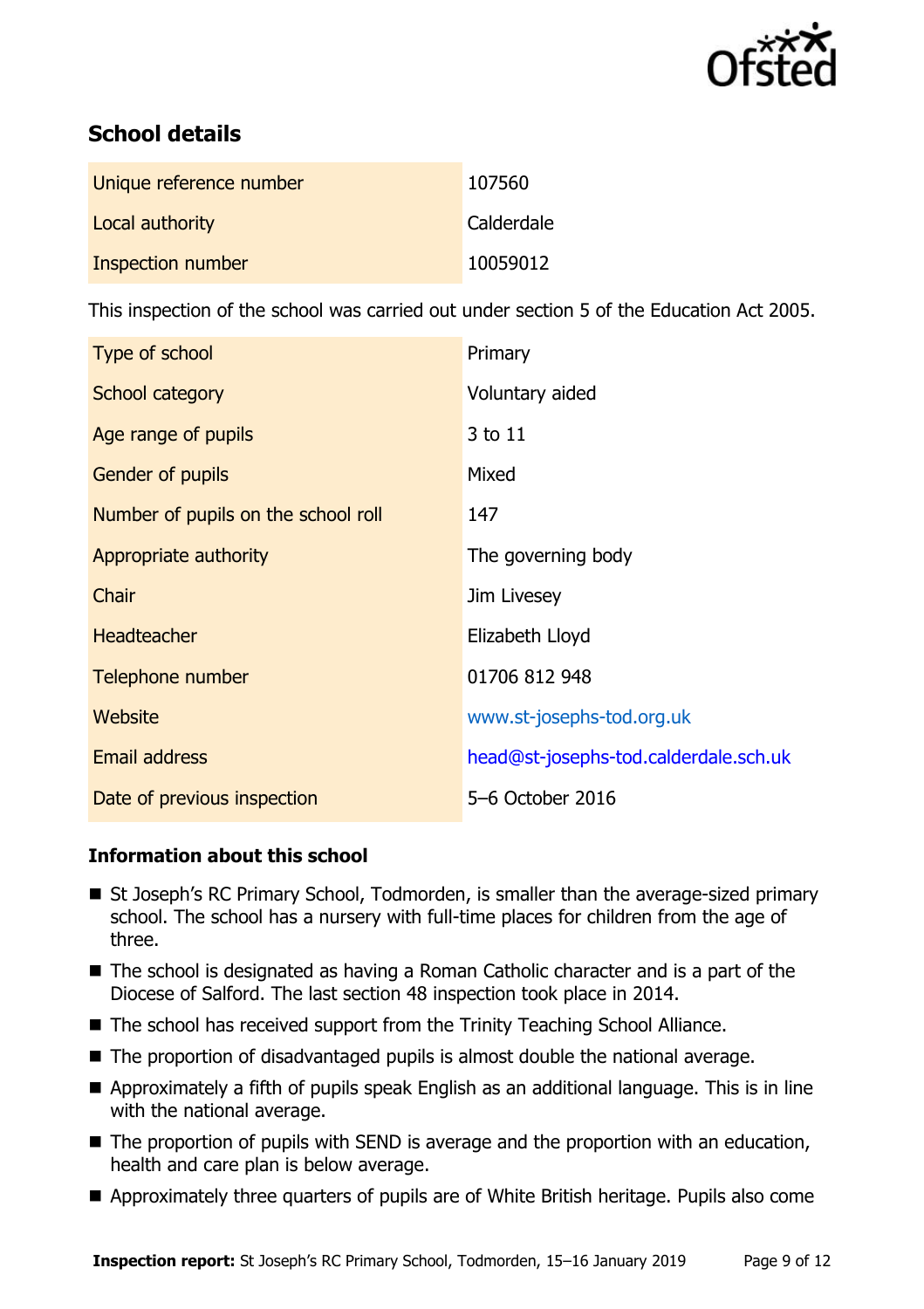## School details

| | |
|---|---|
| Unique reference number | 107560 |
| Local authority | Calderdale |
| Inspection number | 10059012 |

This inspection of the school was carried out under section 5 of the Education Act 2005.

| | |
|---|---|
| Type of school | Primary |
| School category | Voluntary aided |
| Age range of pupils | 3 to 11 |
| Gender of pupils | Mixed |
| Number of pupils on the school roll | 147 |
| Appropriate authority | The governing body |
| Chair | Jim Livesey |
| Headteacher | Elizabeth Lloyd |
| Telephone number | 01706 812 948 |
| Website | www.st-josephs-tod.org.uk |
| Email address | head@st-josephs-tod.calderdale.sch.uk |
| Date of previous inspection | 5–6 October 2016 |

### Information about this school

- St Joseph's RC Primary School, Todmorden, is smaller than the average-sized primary school. The school has a nursery with full-time places for children from the age of three.
- The school is designated as having a Roman Catholic character and is a part of the Diocese of Salford. The last section 48 inspection took place in 2014.
- The school has received support from the Trinity Teaching School Alliance.
- The proportion of disadvantaged pupils is almost double the national average.
- Approximately a fifth of pupils speak English as an additional language. This is in line with the national average.
- The proportion of pupils with SEND is average and the proportion with an education, health and care plan is below average.
- Approximately three quarters of pupils are of White British heritage. Pupils also come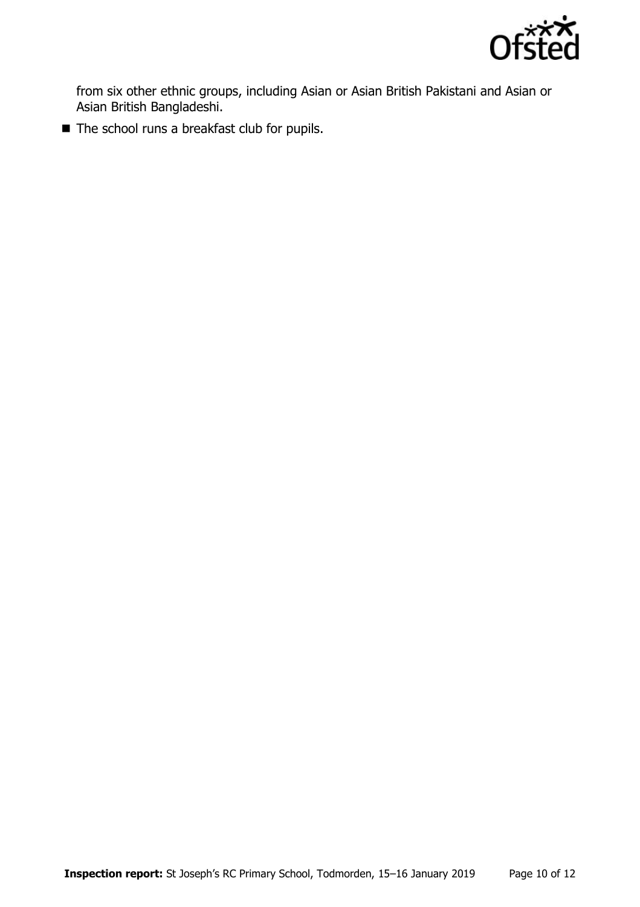from six other ethnic groups, including Asian or Asian British Pakistani and Asian or Asian British Bangladeshi.

- The school runs a breakfast club for pupils.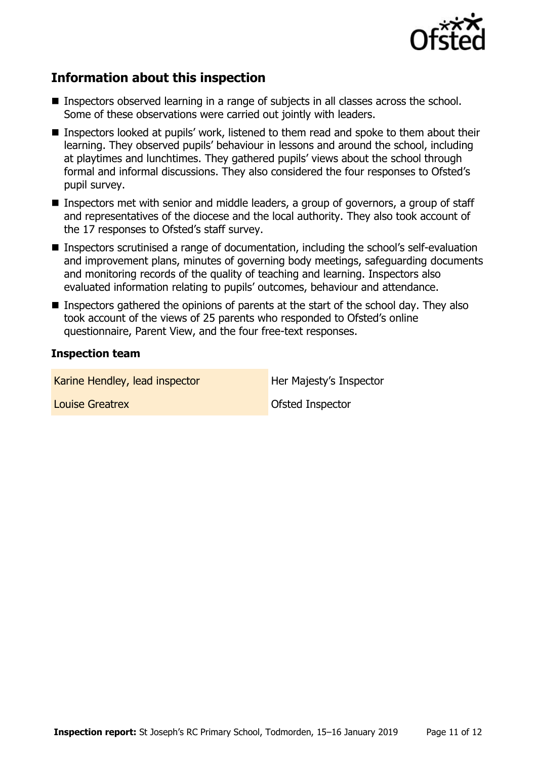## Information about this inspection

- Inspectors observed learning in a range of subjects in all classes across the school. Some of these observations were carried out jointly with leaders.
- Inspectors looked at pupils' work, listened to them read and spoke to them about their learning. They observed pupils' behaviour in lessons and around the school, including at playtimes and lunchtimes. They gathered pupils' views about the school through formal and informal discussions. They also considered the four responses to Ofsted's pupil survey.
- Inspectors met with senior and middle leaders, a group of governors, a group of staff and representatives of the diocese and the local authority. They also took account of the 17 responses to Ofsted's staff survey.
- Inspectors scrutinised a range of documentation, including the school's self-evaluation and improvement plans, minutes of governing body meetings, safeguarding documents and monitoring records of the quality of teaching and learning. Inspectors also evaluated information relating to pupils' outcomes, behaviour and attendance.
- Inspectors gathered the opinions of parents at the start of the school day. They also took account of the views of 25 parents who responded to Ofsted's online questionnaire, Parent View, and the four free-text responses.

### Inspection team

| | |
|---|---|
| Karine Hendley, lead inspector | Her Majesty's Inspector |
| Louise Greatrex | Ofsted Inspector |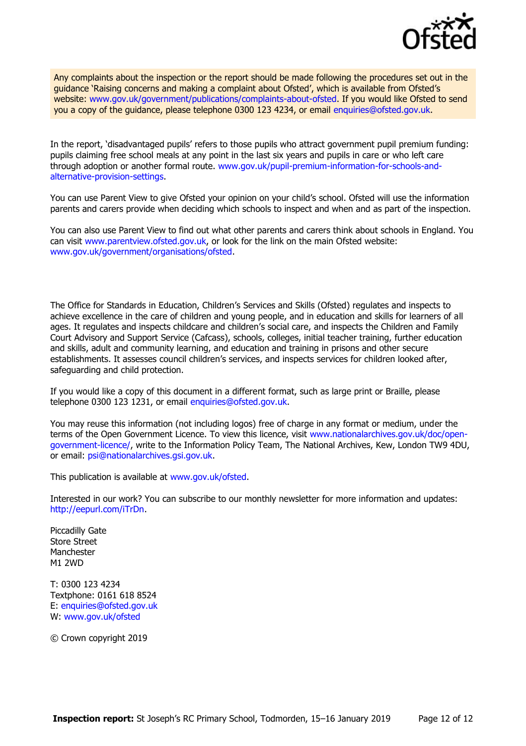Any complaints about the inspection or the report should be made following the procedures set out in the guidance 'Raising concerns and making a complaint about Ofsted', which is available from Ofsted's website: www.gov.uk/government/publications/complaints-about-ofsted. If you would like Ofsted to send you a copy of the guidance, please telephone 0300 123 4234, or email enquiries@ofsted.gov.uk.

In the report, 'disadvantaged pupils' refers to those pupils who attract government pupil premium funding: pupils claiming free school meals at any point in the last six years and pupils in care or who left care through adoption or another formal route. www.gov.uk/pupil-premium-information-for-schools-and-alternative-provision-settings.

You can use Parent View to give Ofsted your opinion on your child's school. Ofsted will use the information parents and carers provide when deciding which schools to inspect and when and as part of the inspection.

You can also use Parent View to find out what other parents and carers think about schools in England. You can visit www.parentview.ofsted.gov.uk, or look for the link on the main Ofsted website: www.gov.uk/government/organisations/ofsted.

The Office for Standards in Education, Children's Services and Skills (Ofsted) regulates and inspects to achieve excellence in the care of children and young people, and in education and skills for learners of all ages. It regulates and inspects childcare and children's social care, and inspects the Children and Family Court Advisory and Support Service (Cafcass), schools, colleges, initial teacher training, further education and skills, adult and community learning, and education and training in prisons and other secure establishments. It assesses council children's services, and inspects services for children looked after, safeguarding and child protection.

If you would like a copy of this document in a different format, such as large print or Braille, please telephone 0300 123 1231, or email enquiries@ofsted.gov.uk.

You may reuse this information (not including logos) free of charge in any format or medium, under the terms of the Open Government Licence. To view this licence, visit www.nationalarchives.gov.uk/doc/open-government-licence/, write to the Information Policy Team, The National Archives, Kew, London TW9 4DU, or email: psi@nationalarchives.gsi.gov.uk.

This publication is available at www.gov.uk/ofsted.

Interested in our work? You can subscribe to our monthly newsletter for more information and updates: http://eepurl.com/iTrDn.

Piccadilly Gate
Store Street
Manchester
M1 2WD

T: 0300 123 4234
Textphone: 0161 618 8524
E: enquiries@ofsted.gov.uk
W: www.gov.uk/ofsted

© Crown copyright 2019